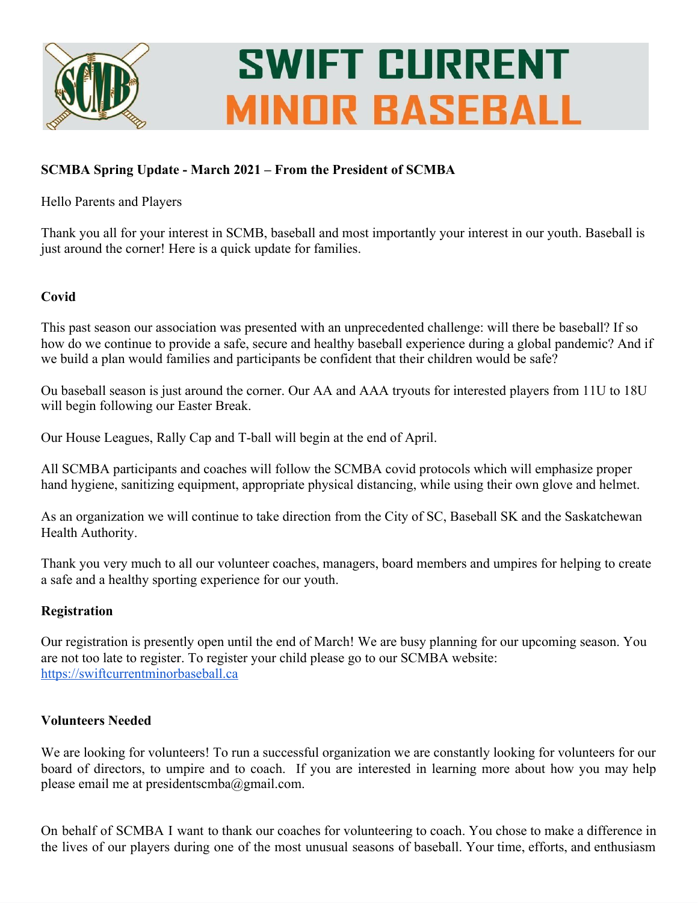# SWIFT CURRENT MINOR BASEBALL

**SCMBA Spring Update - March 2021 – From the President of SCMBA**

Hello Parents and Players

Thank you all for your interest in SCMB, baseball and most importantly your interest in our youth. Baseball is just around the corner! Here is a quick update for families.

**Covid**

This past season our association was presented with an unprecedented challenge: will there be baseball? If so how do we continue to provide a safe, secure and healthy baseball experience during a global pandemic? And if we build a plan would families and participants be confident that their children would be safe?

Ou baseball season is just around the corner. Our AA and AAA tryouts for interested players from 11U to 18U will begin following our Easter Break.

Our House Leagues, Rally Cap and T-ball will begin at the end of April.

All SCMBA participants and coaches will follow the SCMBA covid protocols which will emphasize proper hand hygiene, sanitizing equipment, appropriate physical distancing, while using their own glove and helmet.

As an organization we will continue to take direction from the City of SC, Baseball SK and the Saskatchewan Health Authority.

Thank you very much to all our volunteer coaches, managers, board members and umpires for helping to create a safe and a healthy sporting experience for our youth.

**Registration**

Our registration is presently open until the end of March! We are busy planning for our upcoming season. You are not too late to register. To register your child please go to our SCMBA website: https://swiftcurrentminorbaseball.ca

**Volunteers Needed**

We are looking for volunteers! To run a successful organization we are constantly looking for volunteers for our board of directors, to umpire and to coach. If you are interested in learning more about how you may help please email me at presidentscmba@gmail.com.

On behalf of SCMBA I want to thank our coaches for volunteering to coach. You chose to make a difference in the lives of our players during one of the most unusual seasons of baseball. Your time, efforts, and enthusiasm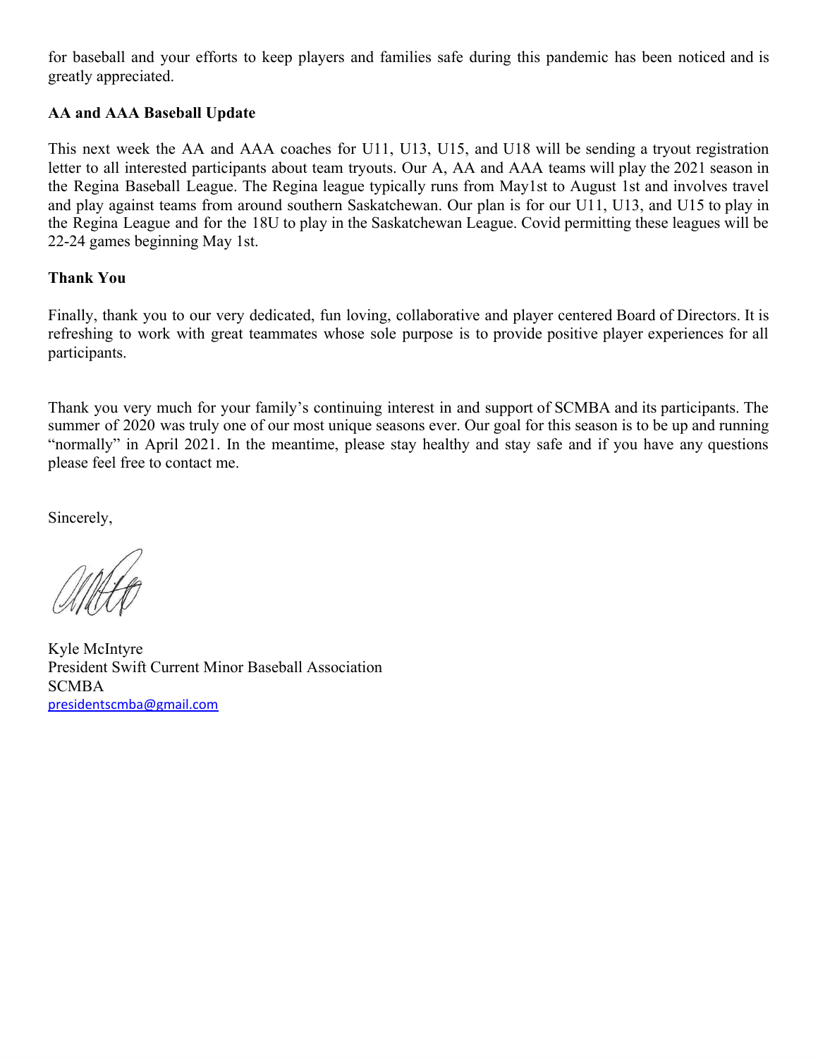for baseball and your efforts to keep players and families safe during this pandemic has been noticed and is greatly appreciated.

**AA and AAA Baseball Update**

This next week the AA and AAA coaches for U11, U13, U15, and U18 will be sending a tryout registration letter to all interested participants about team tryouts. Our A, AA and AAA teams will play the 2021 season in the Regina Baseball League. The Regina league typically runs from May1st to August 1st and involves travel and play against teams from around southern Saskatchewan. Our plan is for our U11, U13, and U15 to play in the Regina League and for the 18U to play in the Saskatchewan League. Covid permitting these leagues will be 22-24 games beginning May 1st.

**Thank You**

Finally, thank you to our very dedicated, fun loving, collaborative and player centered Board of Directors. It is refreshing to work with great teammates whose sole purpose is to provide positive player experiences for all participants.

Thank you very much for your family's continuing interest in and support of SCMBA and its participants. The summer of 2020 was truly one of our most unique seasons ever. Our goal for this season is to be up and running "normally" in April 2021. In the meantime, please stay healthy and stay safe and if you have any questions please feel free to contact me.

Sincerely,

Kyle McIntyre
President Swift Current Minor Baseball Association
SCMBA
presidentscmba@gmail.com